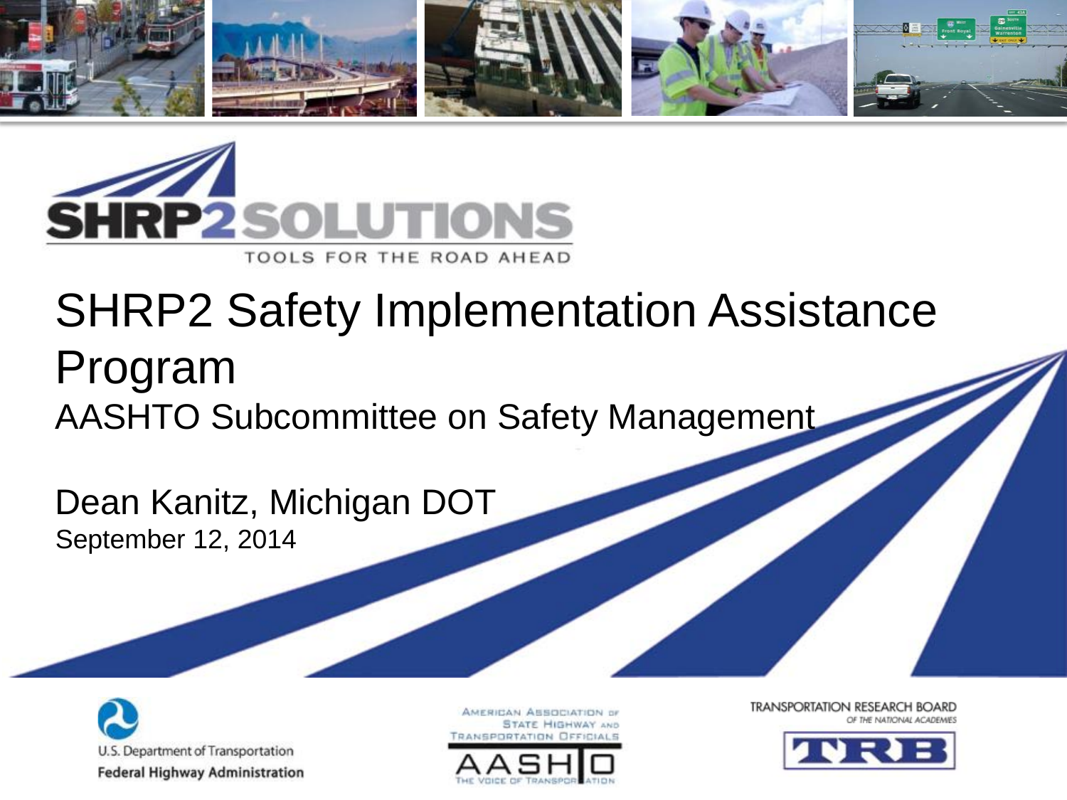SHRP2 SOLUTIONS

TOOLS FOR THE ROAD AHEAD

# SHRP2 Safety Implementation Assistance Program

## AASHTO Subcommittee on Safety Management

Dean Kanitz, Michigan DOT

September 12, 2014

U.S. Department of Transportation
**Federal Highway Administration**

American Association of State Highway and Transportation Officials
AASHTO
The Voice of Transportation

TRANSPORTATION RESEARCH BOARD
*OF THE NATIONAL ACADEMIES*
TRB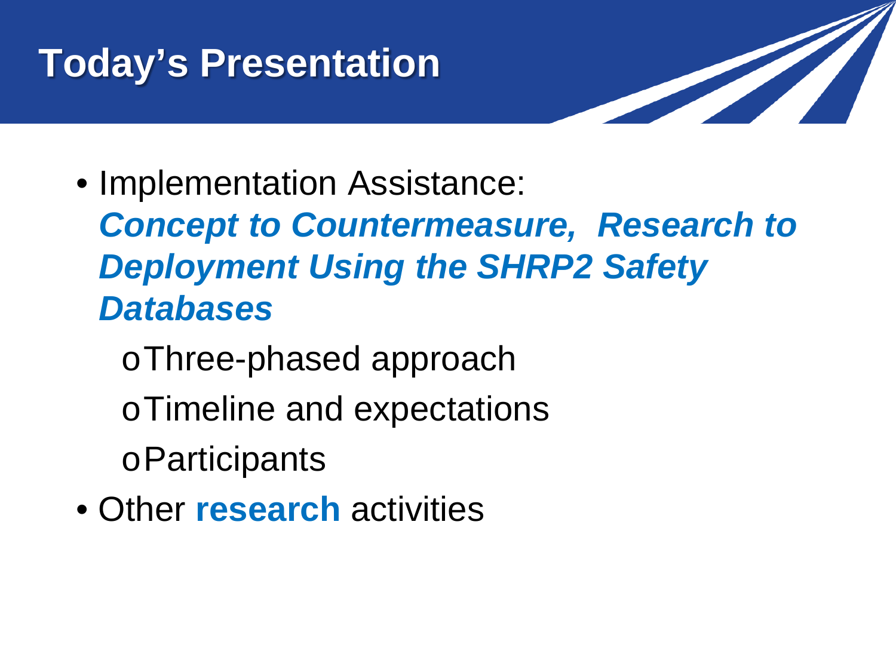# Today's Presentation

- Implementation Assistance: ***Concept to Countermeasure, Research to Deployment Using the SHRP2 Safety Databases***
  - Three-phased approach
  - Timeline and expectations
  - Participants
- Other **research** activities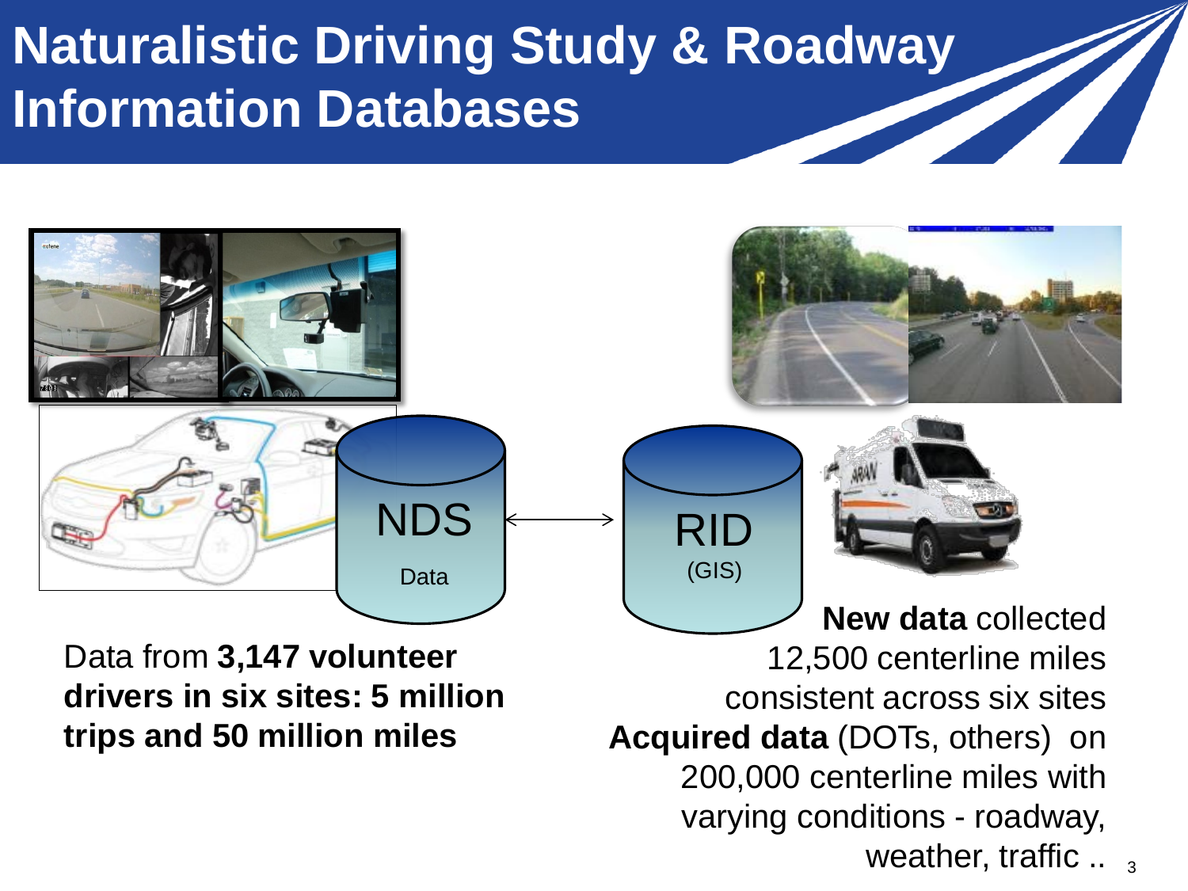# Naturalistic Driving Study & Roadway Information Databases

NDS

Data

RID

(GIS)

Data from **3,147 volunteer drivers in six sites: 5 million trips and 50 million miles**

**New data** collected 12,500 centerline miles consistent across six sites

**Acquired data** (DOTs, others) on 200,000 centerline miles with varying conditions - roadway, weather, traffic ..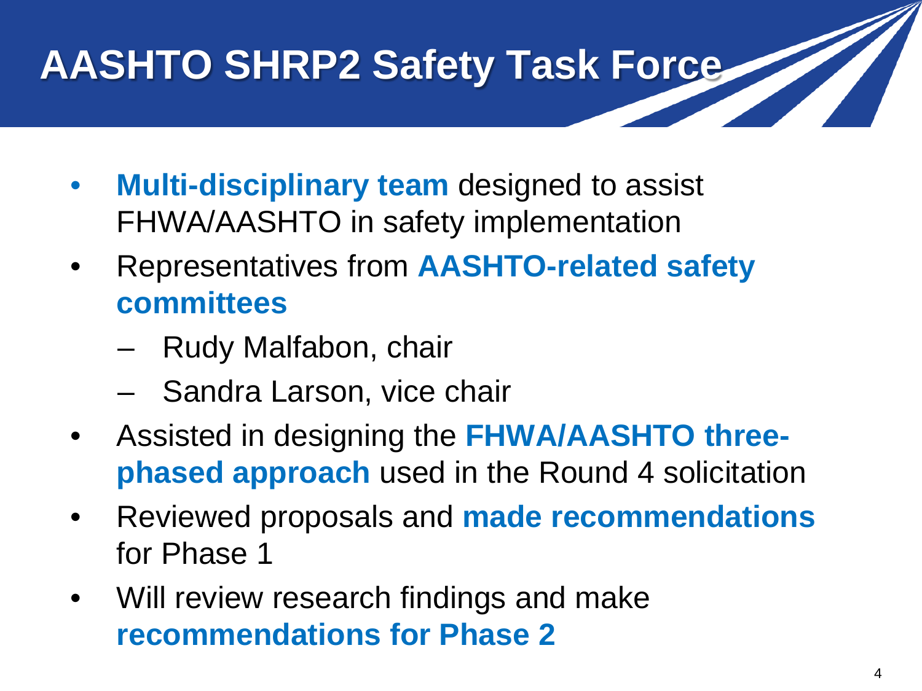# AASHTO SHRP2 Safety Task Force

- **Multi-disciplinary team** designed to assist FHWA/AASHTO in safety implementation
- Representatives from **AASHTO-related safety committees**
  - Rudy Malfabon, chair
  - Sandra Larson, vice chair
- Assisted in designing the **FHWA/AASHTO three-phased approach** used in the Round 4 solicitation
- Reviewed proposals and **made recommendations** for Phase 1
- Will review research findings and make **recommendations for Phase 2**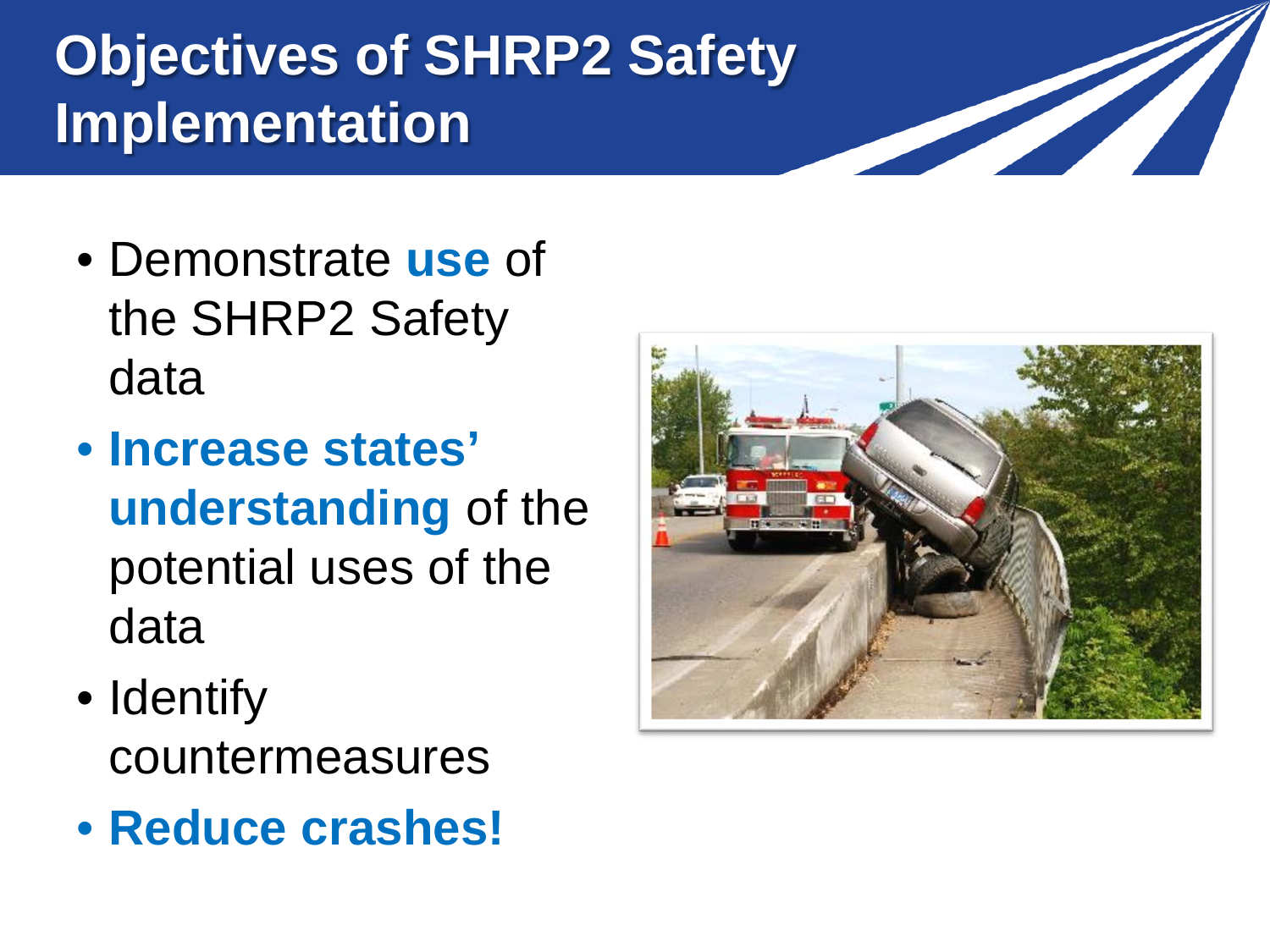# Objectives of SHRP2 Safety Implementation

- Demonstrate **use** of the SHRP2 Safety data
- **Increase states' understanding** of the potential uses of the data
- Identify countermeasures
- **Reduce crashes!**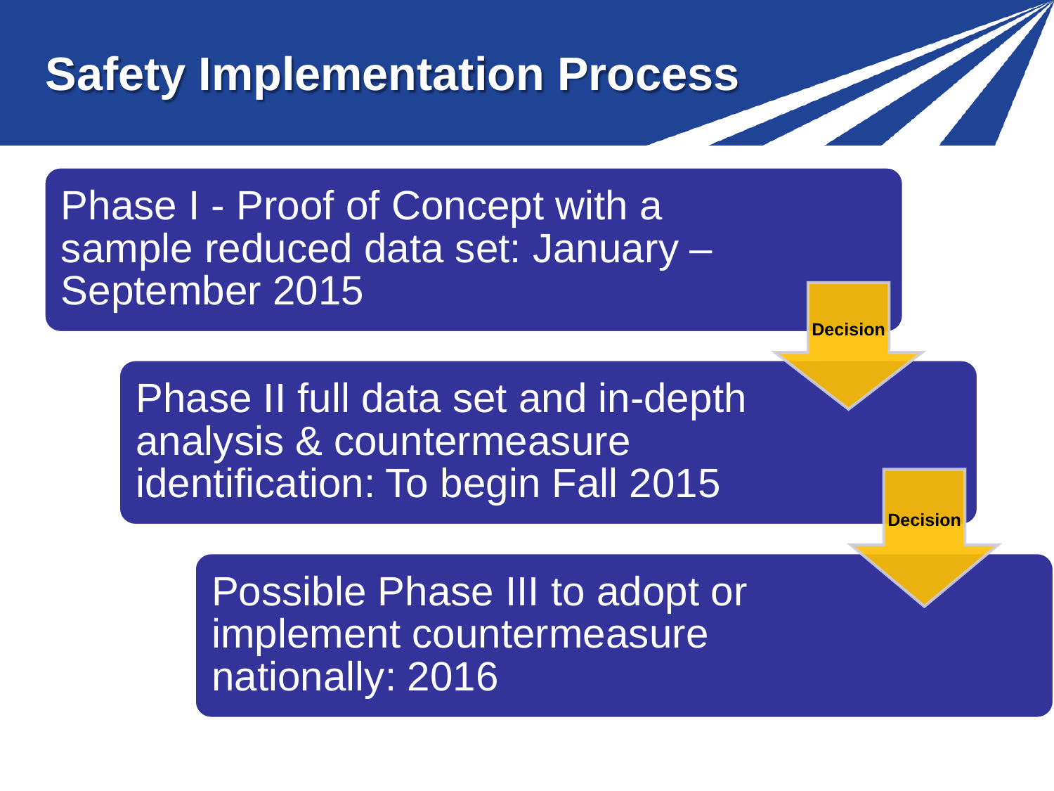# Safety Implementation Process

Phase I - Proof of Concept with a sample reduced data set: January – September 2015

**Decision**

Phase II full data set and in-depth analysis & countermeasure identification: To begin Fall 2015

**Decision**

Possible Phase III to adopt or implement countermeasure nationally: 2016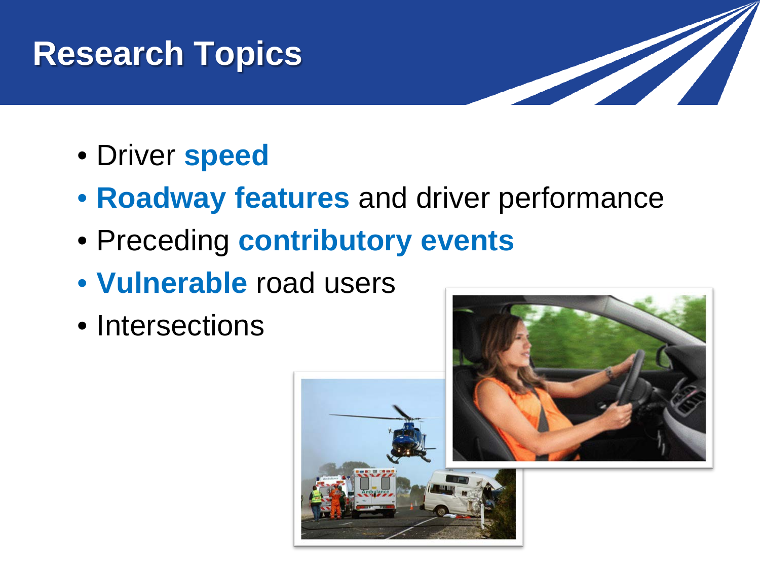# Research Topics

- Driver **speed**
- **Roadway features** and driver performance
- Preceding **contributory events**
- **Vulnerable** road users
- Intersections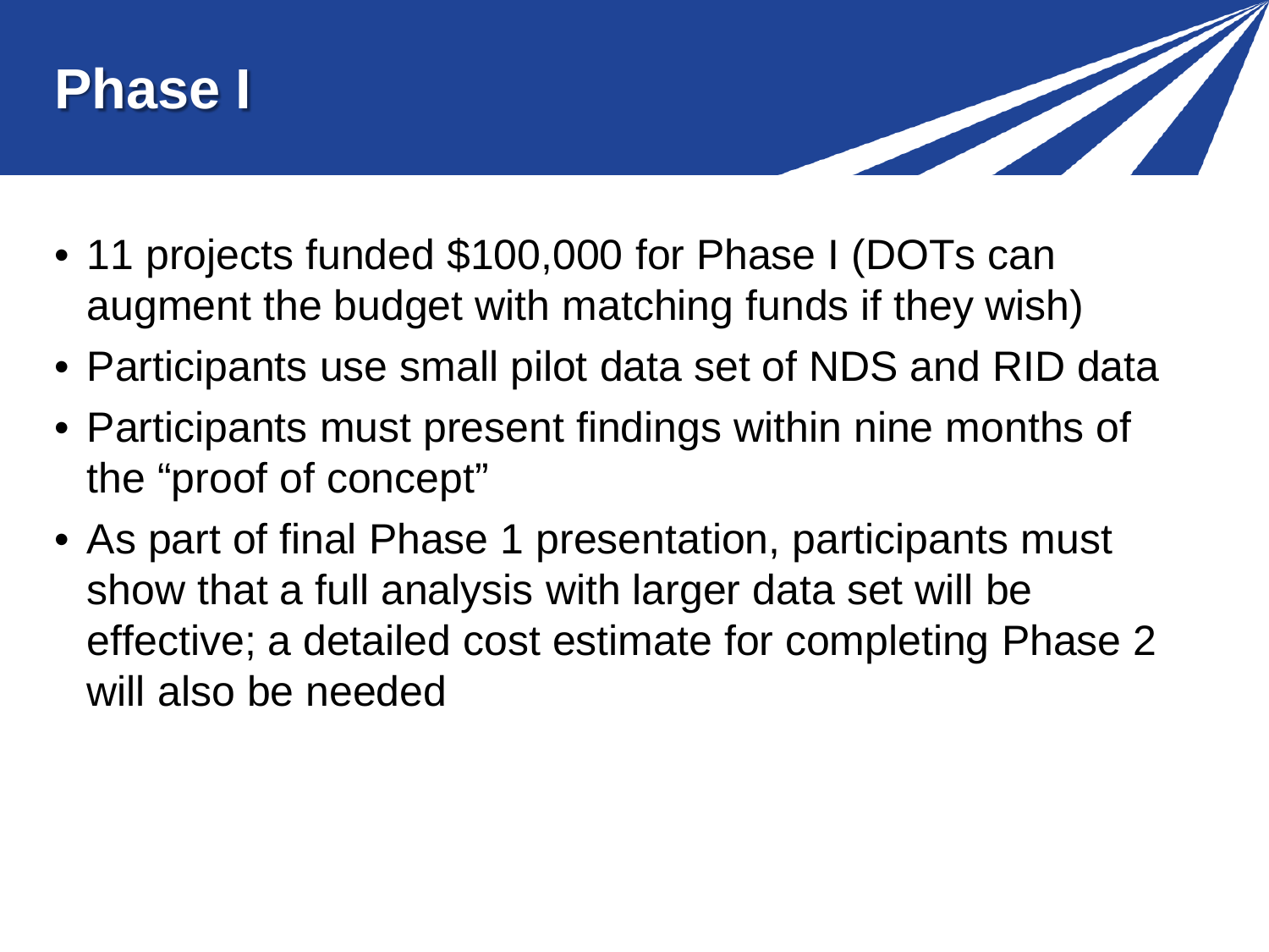# Phase I

- 11 projects funded $100,000 for Phase I (DOTs can augment the budget with matching funds if they wish)
- Participants use small pilot data set of NDS and RID data
- Participants must present findings within nine months of the "proof of concept"
- As part of final Phase 1 presentation, participants must show that a full analysis with larger data set will be effective; a detailed cost estimate for completing Phase 2 will also be needed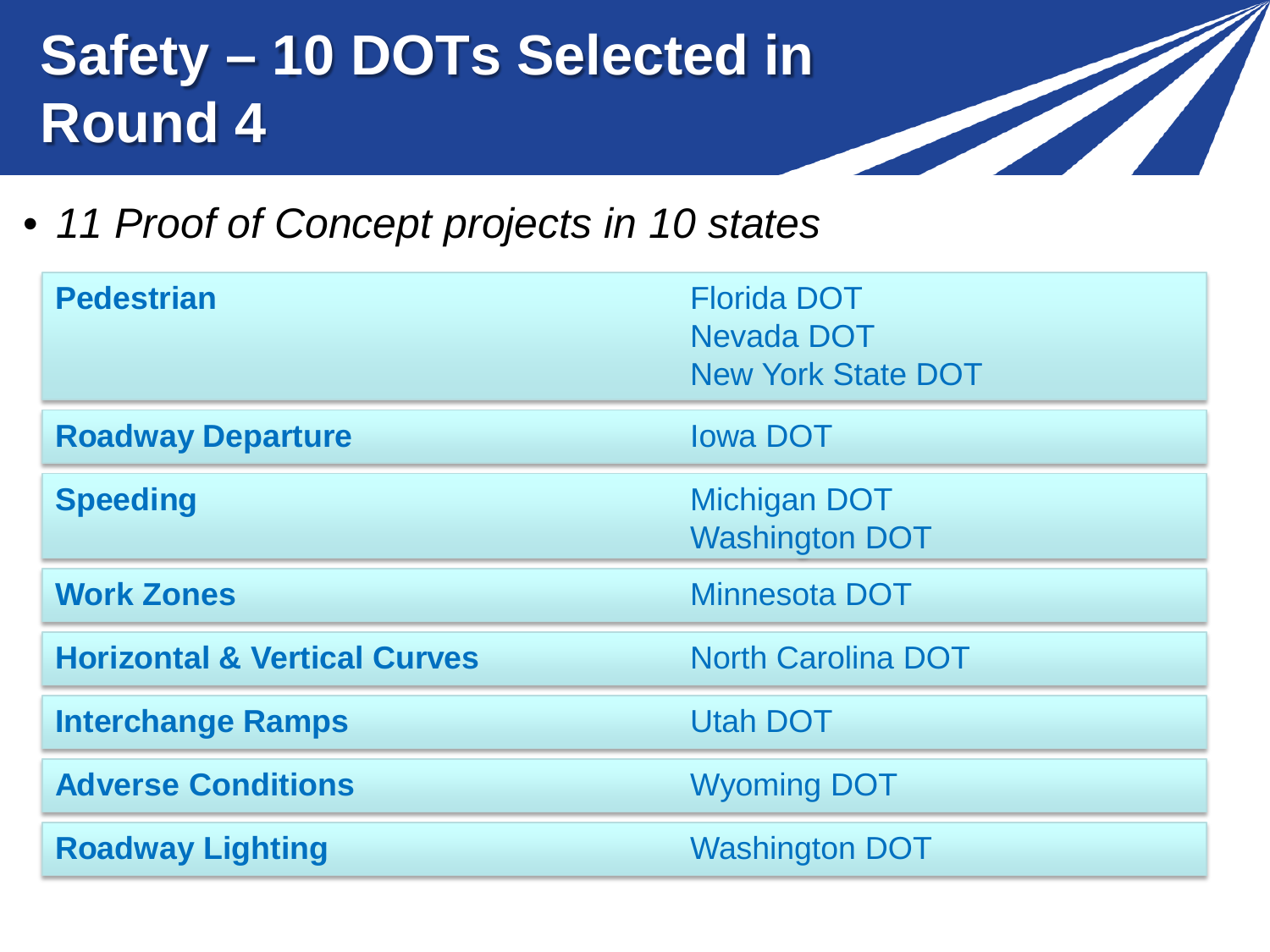# Safety – 10 DOTs Selected in Round 4

- *11 Proof of Concept projects in 10 states*

| Category | DOT |
| --- | --- |
| **Pedestrian** | Florida DOT<br>Nevada DOT<br>New York State DOT |
| **Roadway Departure** | Iowa DOT |
| **Speeding** | Michigan DOT<br>Washington DOT |
| **Work Zones** | Minnesota DOT |
| **Horizontal & Vertical Curves** | North Carolina DOT |
| **Interchange Ramps** | Utah DOT |
| **Adverse Conditions** | Wyoming DOT |
| **Roadway Lighting** | Washington DOT |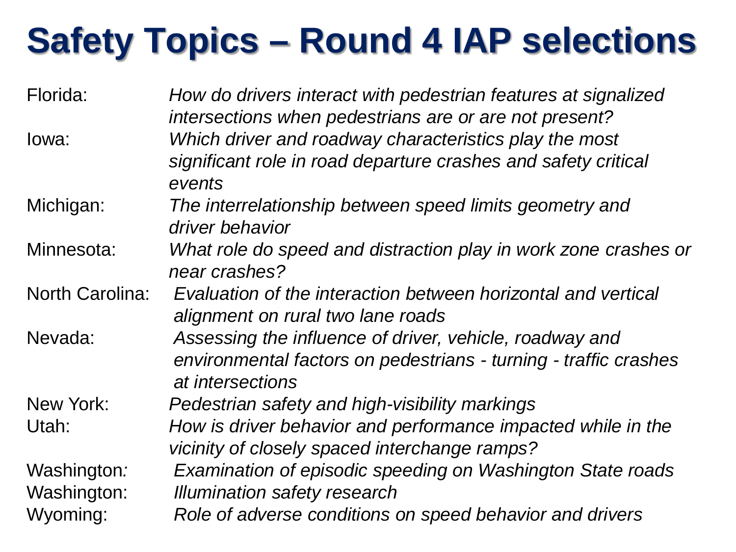# Safety Topics – Round 4 IAP selections

| | |
|---|---|
| Florida: | *How do drivers interact with pedestrian features at signalized intersections when pedestrians are or are not present?* |
| Iowa: | *Which driver and roadway characteristics play the most significant role in road departure crashes and safety critical events* |
| Michigan: | *The interrelationship between speed limits geometry and driver behavior* |
| Minnesota: | *What role do speed and distraction play in work zone crashes or near crashes?* |
| North Carolina: | *Evaluation of the interaction between horizontal and vertical alignment on rural two lane roads* |
| Nevada: | *Assessing the influence of driver, vehicle, roadway and environmental factors on pedestrians - turning - traffic crashes at intersections* |
| New York: | *Pedestrian safety and high-visibility markings* |
| Utah: | *How is driver behavior and performance impacted while in the vicinity of closely spaced interchange ramps?* |
| Washington: | *Examination of episodic speeding on Washington State roads* |
| Washington: | *Illumination safety research* |
| Wyoming: | *Role of adverse conditions on speed behavior and drivers* |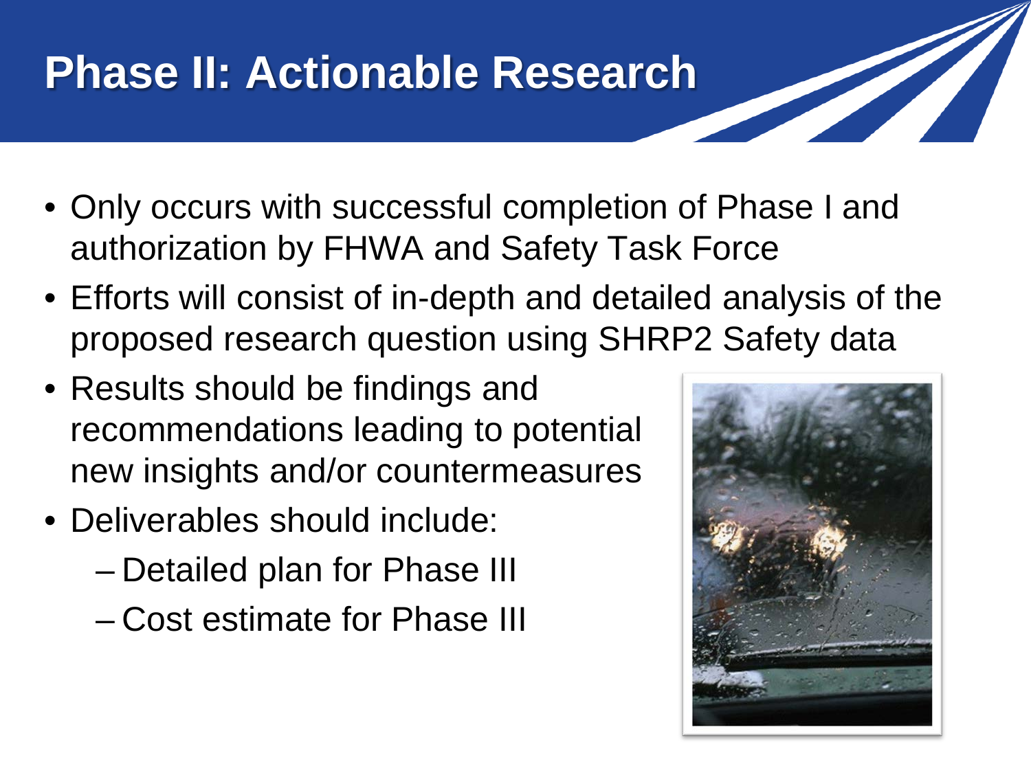# Phase II: Actionable Research

- Only occurs with successful completion of Phase I and authorization by FHWA and Safety Task Force
- Efforts will consist of in-depth and detailed analysis of the proposed research question using SHRP2 Safety data
- Results should be findings and recommendations leading to potential new insights and/or countermeasures
- Deliverables should include:
  - Detailed plan for Phase III
  - Cost estimate for Phase III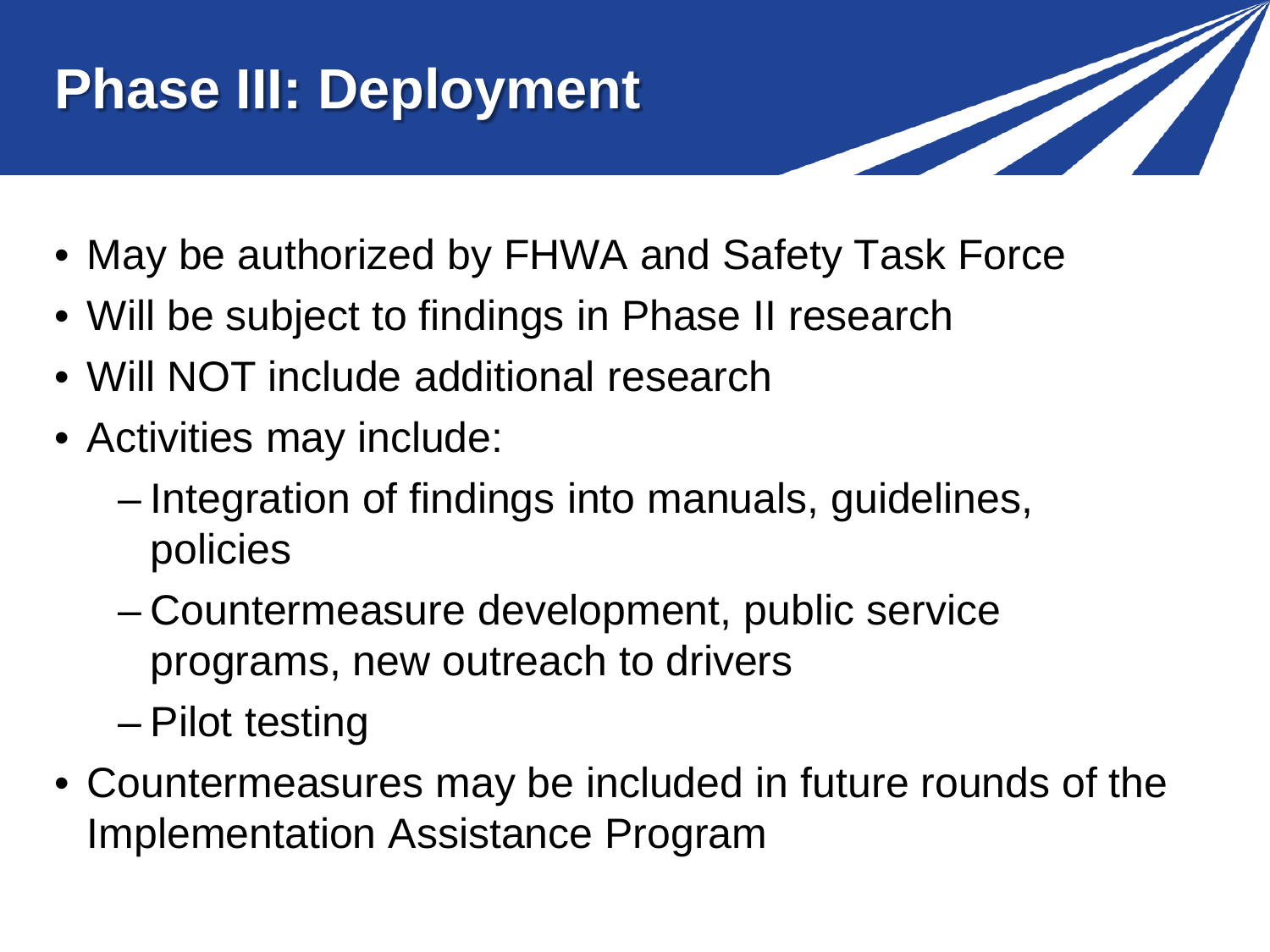# Phase III: Deployment

- May be authorized by FHWA and Safety Task Force
- Will be subject to findings in Phase II research
- Will NOT include additional research
- Activities may include:
  - Integration of findings into manuals, guidelines, policies
  - Countermeasure development, public service programs, new outreach to drivers
  - Pilot testing
- Countermeasures may be included in future rounds of the Implementation Assistance Program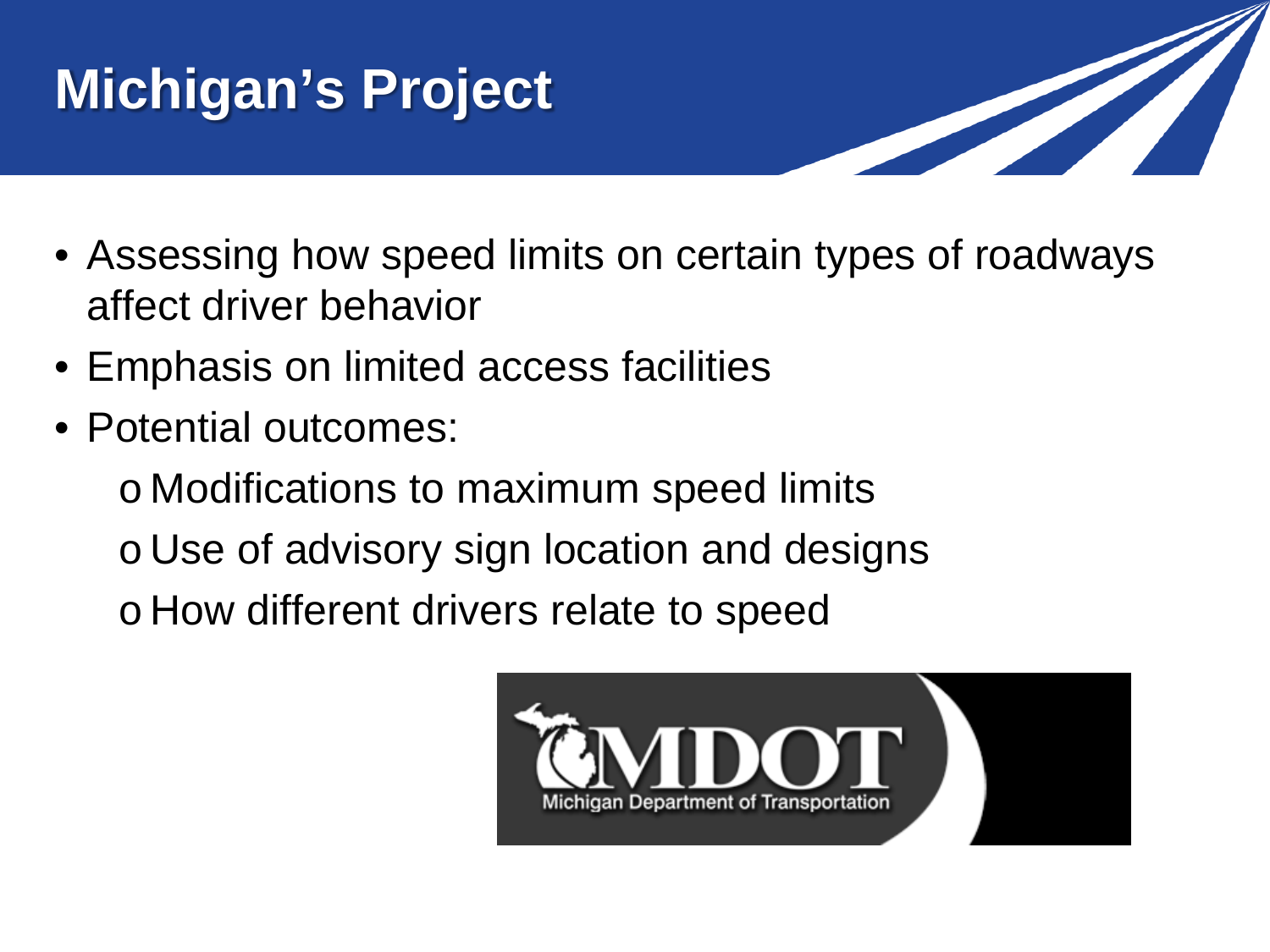# Michigan's Project

- Assessing how speed limits on certain types of roadways affect driver behavior
- Emphasis on limited access facilities
- Potential outcomes:
  - Modifications to maximum speed limits
  - Use of advisory sign location and designs
  - How different drivers relate to speed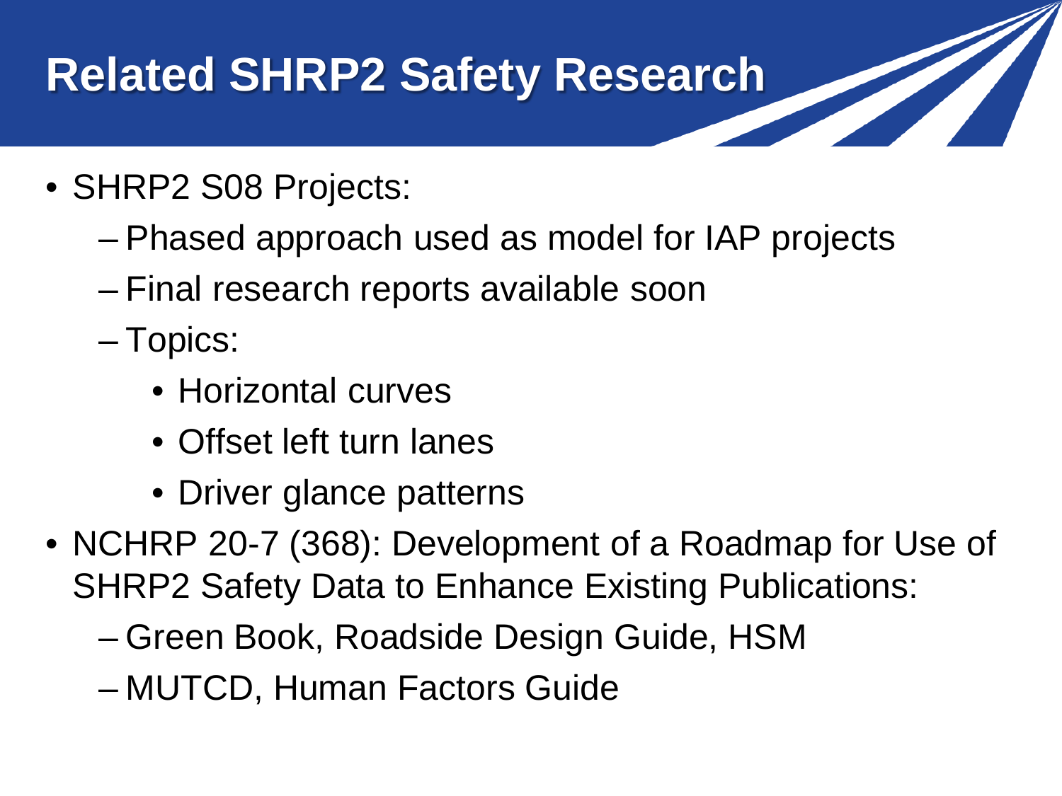# Related SHRP2 Safety Research

- SHRP2 S08 Projects:
  - Phased approach used as model for IAP projects
  - Final research reports available soon
  - Topics:
    - Horizontal curves
    - Offset left turn lanes
    - Driver glance patterns
- NCHRP 20-7 (368): Development of a Roadmap for Use of SHRP2 Safety Data to Enhance Existing Publications:
  - Green Book, Roadside Design Guide, HSM
  - MUTCD, Human Factors Guide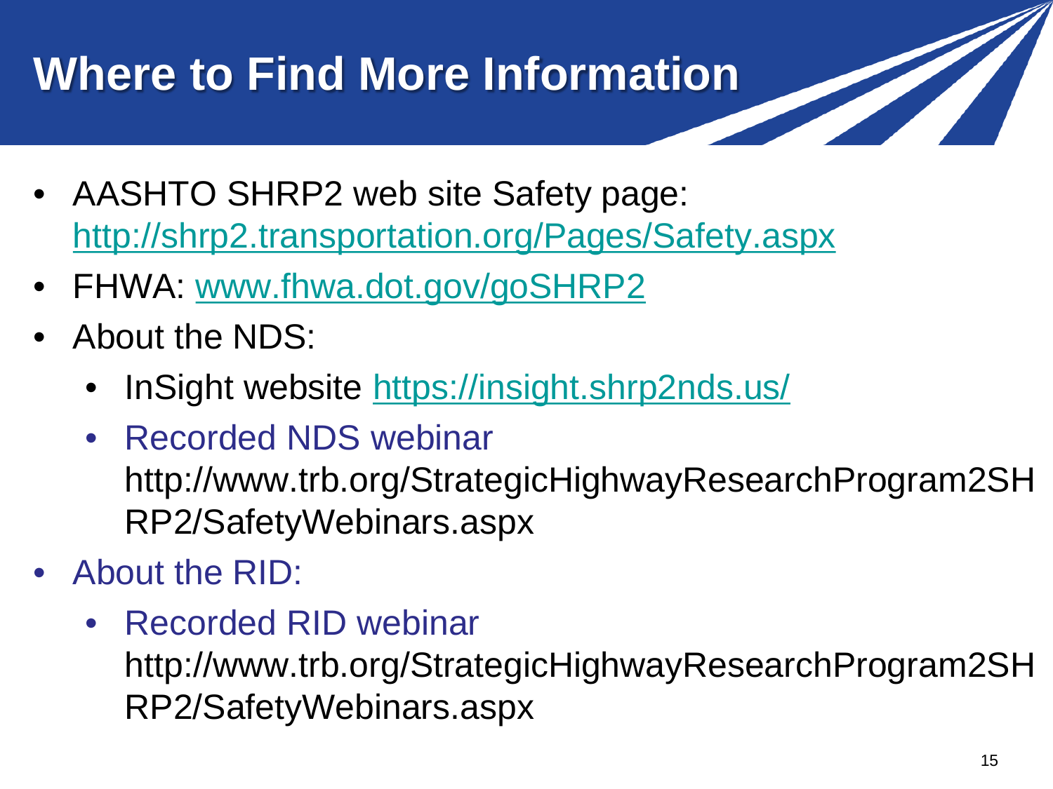# Where to Find More Information

- AASHTO SHRP2 web site Safety page: http://shrp2.transportation.org/Pages/Safety.aspx
- FHWA: www.fhwa.dot.gov/goSHRP2
- About the NDS:
  - InSight website https://insight.shrp2nds.us/
  - Recorded NDS webinar http://www.trb.org/StrategicHighwayResearchProgram2SHRP2/SafetyWebinars.aspx
- About the RID:
  - Recorded RID webinar http://www.trb.org/StrategicHighwayResearchProgram2SHRP2/SafetyWebinars.aspx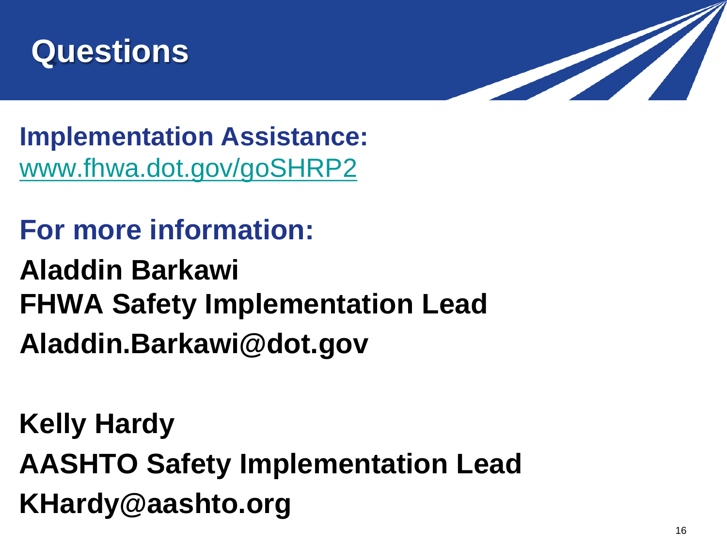# Questions

**Implementation Assistance:**
www.fhwa.dot.gov/goSHRP2

**For more information:**

**Aladdin Barkawi**
**FHWA Safety Implementation Lead**
**Aladdin.Barkawi@dot.gov**

**Kelly Hardy**
**AASHTO Safety Implementation Lead**
**KHardy@aashto.org**